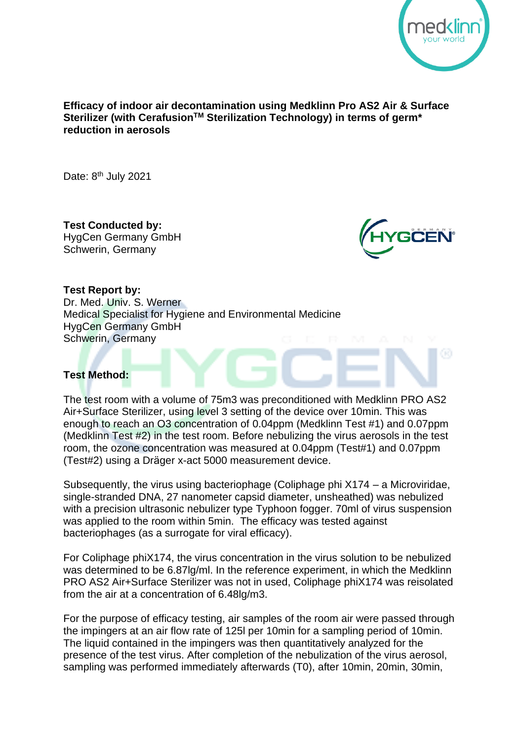**Efficacy of indoor air decontamination using Medklinn Pro AS2 Air & Surface Sterilizer (with Cerafusion[TM] Sterilization Technology) in terms of germ* reduction in aerosols**

Date: 8[th] July 2021

**Test Conducted by:**
HygCen Germany GmbH
Schwerin, Germany

**Test Report by:**
Dr. Med. Univ. S. Werner
Medical Specialist for Hygiene and Environmental Medicine
HygCen Germany GmbH
Schwerin, Germany

**Test Method:**

The test room with a volume of 75m3 was preconditioned with Medklinn PRO AS2 Air+Surface Sterilizer, using level 3 setting of the device over 10min. This was enough to reach an $O_3$ concentration of 0.04ppm (Medklinn Test #1) and 0.07ppm (Medklinn Test #2) in the test room. Before nebulizing the virus aerosols in the test room, the ozone concentration was measured at 0.04ppm (Test#1) and 0.07ppm (Test#2) using a Dräger x-act 5000 measurement device.

Subsequently, the virus using bacteriophage (Coliphage phi X174 – a Microviridae, single-stranded DNA, 27 nanometer capsid diameter, unsheathed) was nebulized with a precision ultrasonic nebulizer type Typhoon fogger. 70ml of virus suspension was applied to the room within 5min. The efficacy was tested against bacteriophages (as a surrogate for viral efficacy).

For Coliphage phiX174, the virus concentration in the virus solution to be nebulized was determined to be 6.87lg/ml. In the reference experiment, in which the Medklinn PRO AS2 Air+Surface Sterilizer was not in used, Coliphage phiX174 was reisolated from the air at a concentration of 6.48lg/m3.

For the purpose of efficacy testing, air samples of the room air were passed through the impingers at an air flow rate of 125l per 10min for a sampling period of 10min. The liquid contained in the impingers was then quantitatively analyzed for the presence of the test virus. After completion of the nebulization of the virus aerosol, sampling was performed immediately afterwards (T0), after 10min, 20min, 30min,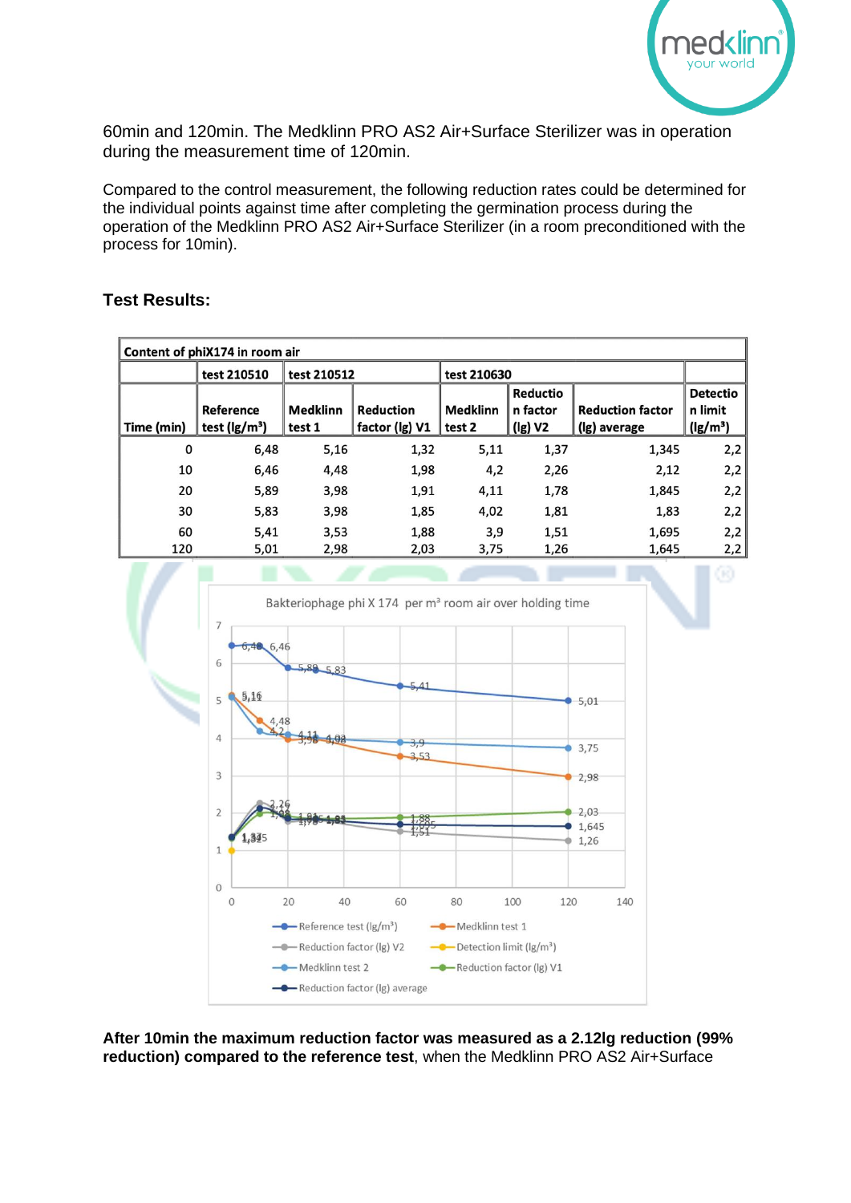60min and 120min. The Medklinn PRO AS2 Air+Surface Sterilizer was in operation during the measurement time of 120min.

Compared to the control measurement, the following reduction rates could be determined for the individual points against time after completing the germination process during the operation of the Medklinn PRO AS2 Air+Surface Sterilizer (in a room preconditioned with the process for 10min).

### Test Results:

| Content of phiX174 in room air | | | | | | | |
|---|---|---|---|---|---|---|---|
| | test 210510 | test 210512 | | test 210630 | | | |
| Time (min) | Reference test (lg/m³) | Medklinn test 1 | Reduction factor (lg) V1 | Medklinn test 2 | Reduction factor (lg) V2 | Reduction factor (lg) average | Detection limit (lg/m³) |
| 0 | 6,48 | 5,16 | 1,32 | 5,11 | 1,37 | 1,345 | 2,2 |
| 10 | 6,46 | 4,48 | 1,98 | 4,2 | 2,26 | 2,12 | 2,2 |
| 20 | 5,89 | 3,98 | 1,91 | 4,11 | 1,78 | 1,845 | 2,2 |
| 30 | 5,83 | 3,98 | 1,85 | 4,02 | 1,81 | 1,83 | 2,2 |
| 60 | 5,41 | 3,53 | 1,88 | 3,9 | 1,51 | 1,695 | 2,2 |
| 120 | 5,01 | 2,98 | 2,03 | 3,75 | 1,26 | 1,645 | 2,2 |

**After 10min the maximum reduction factor was measured as a 2.12lg reduction (99% reduction) compared to the reference test**, when the Medklinn PRO AS2 Air+Surface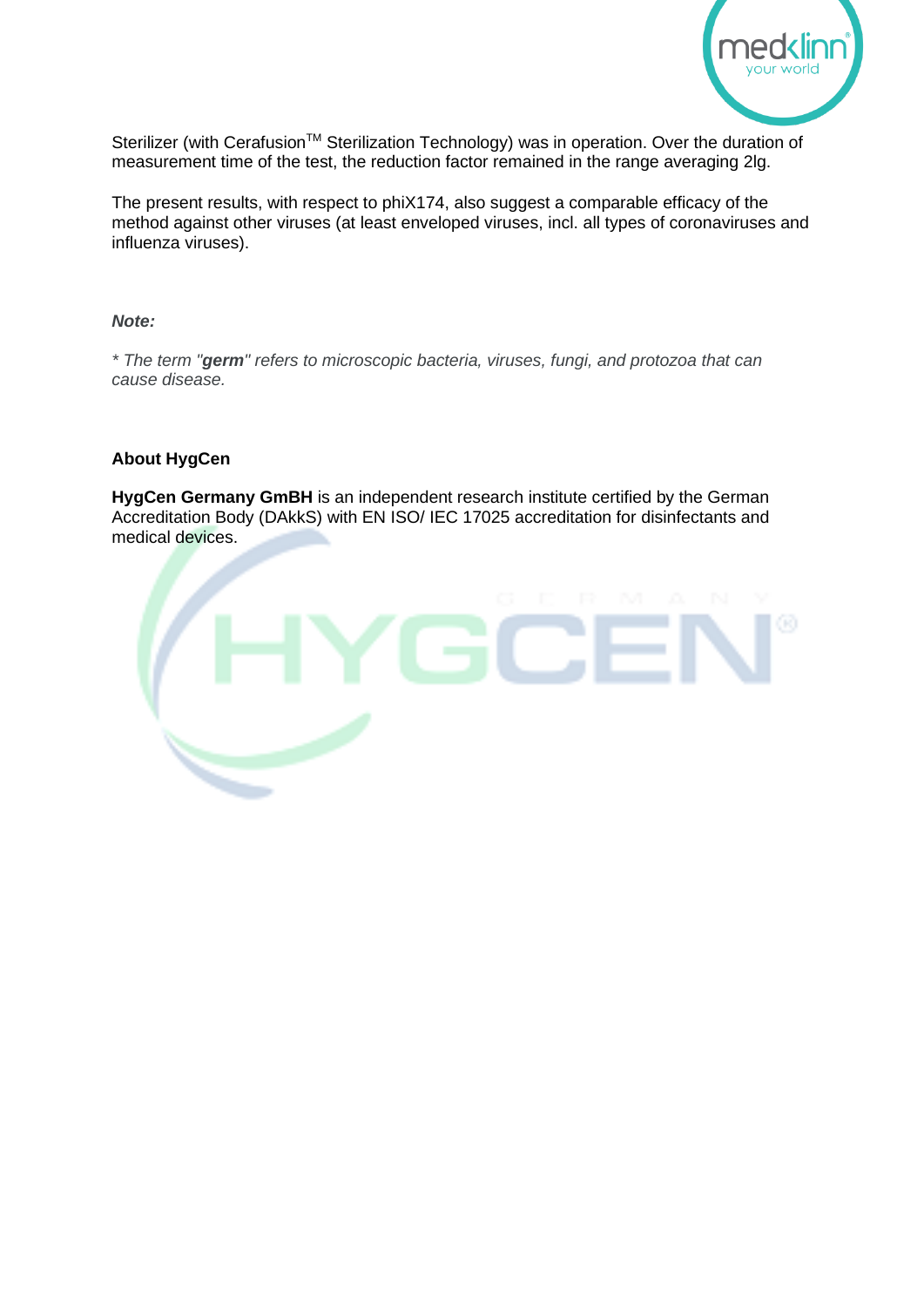Sterilizer (with Cerafusion$^{TM}$ Sterilization Technology) was in operation. Over the duration of measurement time of the test, the reduction factor remained in the range averaging 2lg.

The present results, with respect to phiX174, also suggest a comparable efficacy of the method against other viruses (at least enveloped viruses, incl. all types of coronaviruses and influenza viruses).

***Note:***

*\* The term "**germ**" refers to microscopic bacteria, viruses, fungi, and protozoa that can cause disease.*

**About HygCen**

**HygCen Germany GmBH** is an independent research institute certified by the German Accreditation Body (DAkkS) with EN ISO/ IEC 17025 accreditation for disinfectants and medical devices.